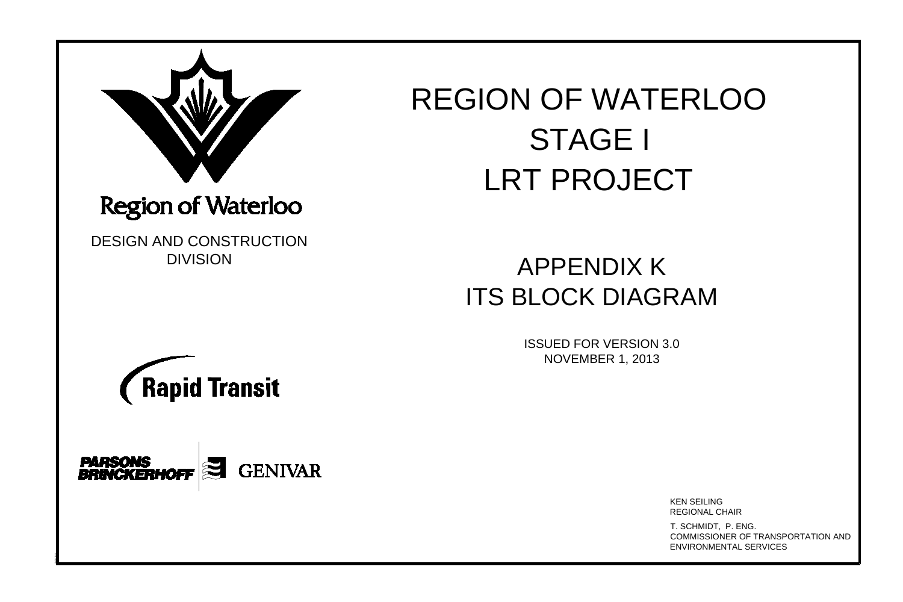Region of Waterloo

DESIGN AND CONSTRUCTION DIVISION

# REGION OF WATERLOO
# STAGE I
# LRT PROJECT

## APPENDIX K
## ITS BLOCK DIAGRAM

ISSUED FOR VERSION 3.0
NOVEMBER 1, 2013

Rapid Transit

PARSONS BRINCKERHOFF | GENIVAR

KEN SEILING
REGIONAL CHAIR

T. SCHMIDT, P. ENG.
COMMISSIONER OF TRANSPORTATION AND ENVIRONMENTAL SERVICES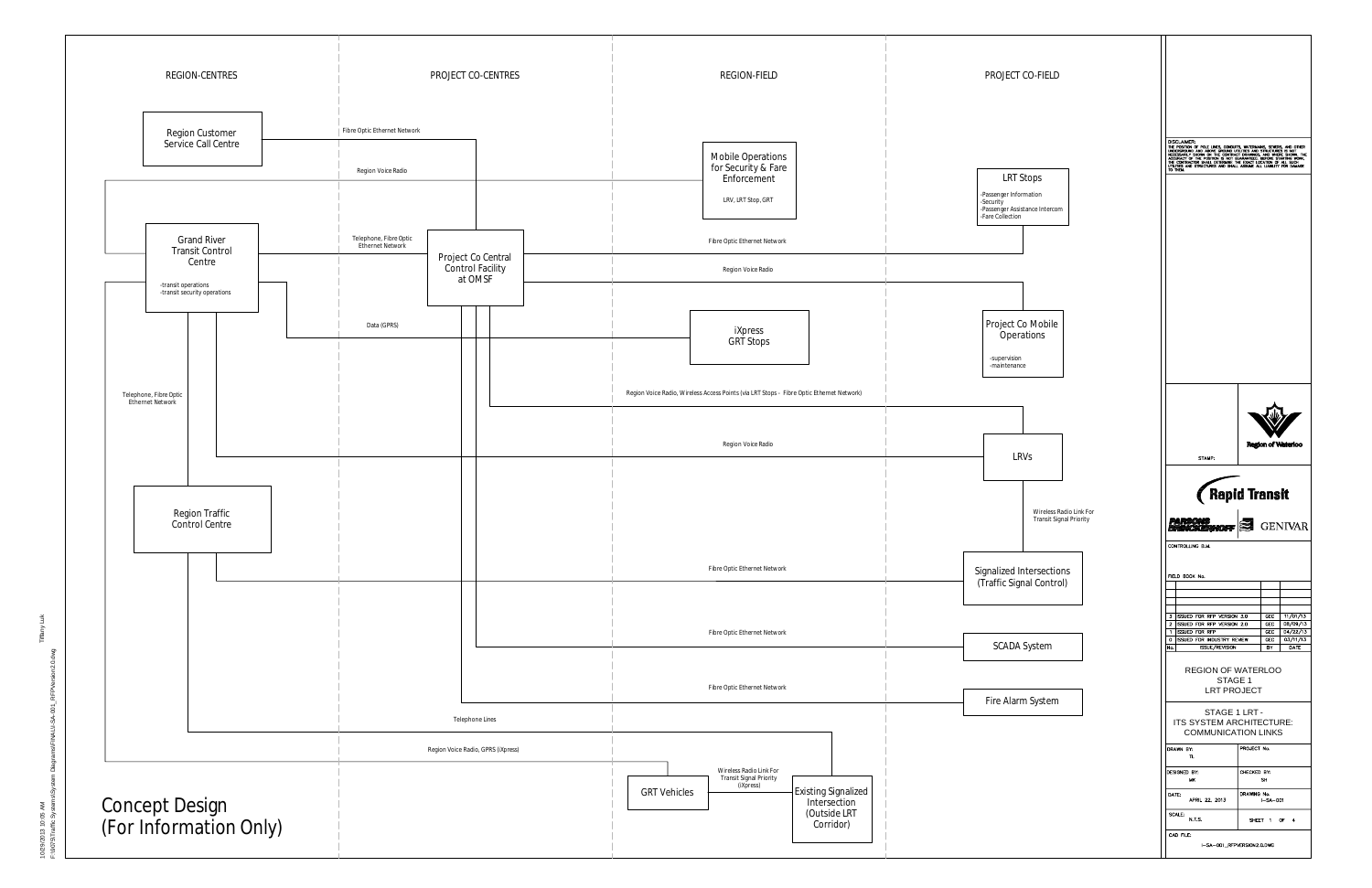# REGION OF WATERLOO STAGE 1 LRT PROJECT

## STAGE 1 LRT - ITS SYSTEM ARCHITECTURE: COMMUNICATION LINKS

**Concept Design (For Information Only)**

### REGION-CENTRES

- Region Customer Service Call Centre
- Grand River Transit Control Centre
  - -transit operations
  - -transit security operations
- Region Traffic Control Centre

### PROJECT CO-CENTRES

- Project Co Central Control Facility at OMSF

### REGION-FIELD

- Mobile Operations for Security & Fare Enforcement
  - LRV, LRT Stop, GRT
- iXpress GRT Stops
- GRT Vehicles
- Existing Signalized Intersection (Outside LRT Corridor)

### PROJECT CO-FIELD

- LRT Stops
  - -Passenger Information
  - -Security
  - -Passenger Assistance Intercom
  - -Fare Collection
- Project Co Mobile Operations
  - -supervision
  - -maintenance
- LRVs
- Signalized Intersections (Traffic Signal Control)
- SCADA System
- Fire Alarm System

### Communication Links

- Fibre Optic Ethernet Network
- Region Voice Radio
- Telephone, Fibre Optic Ethernet Network
- Fibre Optic Ethernet Network
- Region Voice Radio
- Data (GPRS)
- Region Voice Radio, Wireless Access Points (via LRT Stops - Fibre Optic Ethernet Network)
- Telephone, Fibre Optic Ethernet Network
- Region Voice Radio
- Wireless Radio Link For Transit Signal Priority
- Fibre Optic Ethernet Network
- Fibre Optic Ethernet Network
- Fibre Optic Ethernet Network
- Telephone Lines
- Region Voice Radio, GPRS (iXpress)
- Wireless Radio Link For Transit Signal Priority (iXpress)

DISCLAIMER: THE POSITION OF POLE LINES, CONDUITS, WATERMAINS, SEWERS, AND OTHER UNDERGROUND AND ABOVE GROUND UTILITIES AND STRUCTURES IS NOT NECESSARILY SHOWN ON THE CONTRACT DRAWINGS, AND WHERE SHOWN, THE ACCURACY OF THE POSITION IS NOT GUARANTEED. BEFORE STARTING WORK, THE CONTRACTOR SHALL DETERMINE THE EXACT LOCATION OF ALL SUCH UTILITIES AND STRUCTURES AND SHALL ASSUME ALL LIABILITY FOR DAMAGE TO THEM.

STAMP:

Region of Waterloo

Rapid Transit

PARSONS BRINCKERHOFF | GENIVAR

CONTROLLING B.M.

FIELD BOOK No.

| No. | ISSUE/REVISION | BY | DATE |
|---|---|---|---|
| 3 | ISSUED FOR RFP VERSION 3.0 | GEC | 11/01/13 |
| 2 | ISSUED FOR RFP VERSION 2.0 | GEC | 08/09/13 |
| 1 | ISSUED FOR RFP | GEC | 04/22/13 |
| 0 | ISSUED FOR INDUSTRY REVIEW | GEC | 02/11/13 |

| | |
|---|---|
| DRAWN BY: TL | PROJECT No. |
| DESIGNED BY: MK | CHECKED BY: SH |
| DATE: APRIL 22, 2013 | DRAWING No. I-SA-001 |
| SCALE: N.T.S. | SHEET 1 OF 4 |

CAD FILE: I-SA-001_RFPVERSION2.0.DWG

10/29/2013 10:05 AM Tiffany Luk
F:\06\ITS\Traffic Systems\System Diagrams\FINAL\I-SA-001_RFPVersion2.0.dwg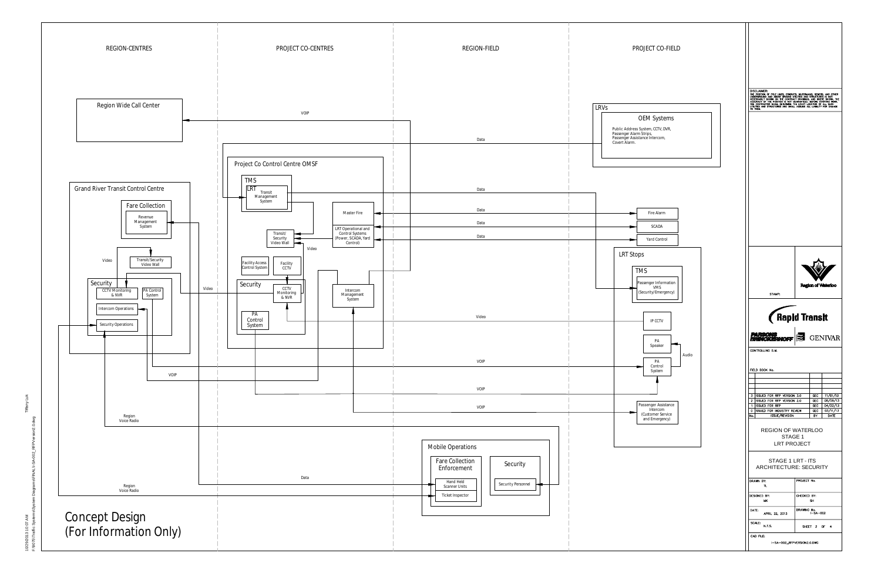REGION-CENTRES | PROJECT CO-CENTRES | REGION-FIELD | PROJECT CO-FIELD

Region Wide Call Center

VOIP

LRVs

OEM Systems

Public Address System, CCTV, DVR, Passenger Alarm Strips, Passenger Assistance Intercom, Covert Alarm.

Data

Project Co Control Centre OMSF

TMS

LRT

Transit Management System

Grand River Transit Control Centre

Fare Collection

Revenue Management System

Master Fire

Data

Fire Alarm

Data

SCADA

LRT Operational and Control Systems (Power, SCADA, Yard Control)

Data

Yard Control

Transit/ Security Video Wall

Video

Video

Transit/Security Video Wall

Facility Access Control System

Facility CCTV

LRT Stops

TMS

Security

CCTV Monitoring & NVR

PA Control System

Video

Security

CCTV Monitoring & NVR

Intercom Management System

Passenger Information VMS (Security/Emergency)

Intercom Operations

Security Operations

PA Control System

Video

IP CCTV

PA Speaker

Audio

VOIP

PA Control System

VOIP

VOIP

VOIP

Passenger Assistance Intercom (Customer Service and Emergency)

Region Voice Radio

Mobile Operations

Fare Collection Enforcement

Security

Data

Hand Held Scanner Units

Security Personnel

Region Voice Radio

Ticket Inspector

Concept Design
(For Information Only)

DISCLAIMER:
THE POSITION OF POLE LINES, CONDUITS, WATERMAINS, SEWERS, AND OTHER UNDERGROUND AND ABOVE GROUND UTILITIES AND STRUCTURES IS NOT NECESSARILY SHOWN ON THE CONTRACT DRAWINGS, AND WHERE SHOWN, THE ACCURACY OF THE POSITION IS NOT GUARANTEED. BEFORE STARTING WORK, THE CONTRACTOR SHALL DETERMINE THE EXACT LOCATION OF ALL SUCH UTILITIES AND STRUCTURES AND SHALL ASSUME ALL LIABILITY FOR DAMAGE TO THEM.

STAMP:

Region of Waterloo

Rapid Transit

PARSONS BRINCKERHOFF | GENIVAR

CONTROLLING S.M.

FIELD BOOK No.

| No. | ISSUE/REVISION | BY | DATE |
|---|---|---|---|
| 3 | ISSUED FOR RFP VERSION 3.0 | GEC | 11/01/13 |
| 2 | ISSUED FOR RFP VERSION 2.0 | GEC | 06/06/13 |
| 1 | ISSUED FOR RFP | GEC | 04/22/13 |
| 0 | ISSUED FOR INDUSTRY REVIEW | GEC | 03/11/13 |

REGION OF WATERLOO
STAGE 1
LRT PROJECT

STAGE 1 LRT - ITS
ARCHITECTURE: SECURITY

| | |
|---|---|
| DRAWN BY: TL | PROJECT No. |
| DESIGNED BY: NK | CHECKED BY: SH |
| DATE: APRIL 22, 2013 | DRAWING No. I-SA-002 |
| SCALE: N.T.S. | SHEET 2 OF 4 |

CAD FILE: I-SA-002_RFPVERSION2.0.DWG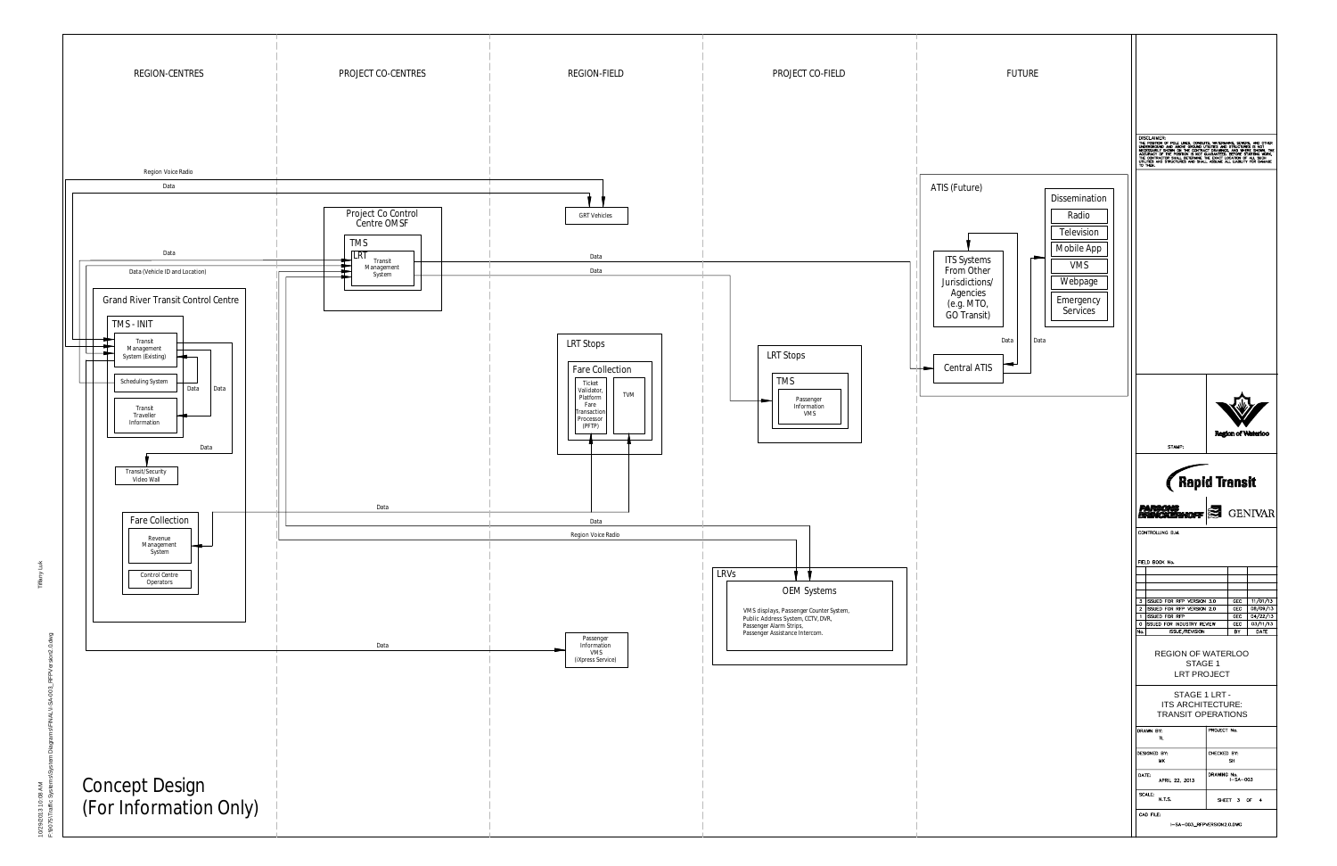# STAGE 1 LRT - ITS ARCHITECTURE: TRANSIT OPERATIONS

## REGION-CENTRES

**Grand River Transit Control Centre**

- TMS - INIT
  - Transit Management System (Existing)
  - Scheduling System
  - Transit Traveller Information
- Transit/Security Video Wall
- Fare Collection
  - Revenue Management System
  - Control Centre Operators

## PROJECT CO-CENTRES

**Project Co Control Centre OMSF**

- TMS
  - LRT Transit Management System

## REGION-FIELD

- GRT Vehicles
- LRT Stops
  - Fare Collection
    - Ticket Validator, Platform Fare Transaction Processor (PFTP)
    - TVM
- Passenger Information VMS (iXpress Service)

## PROJECT CO-FIELD

- LRT Stops
  - TMS
    - Passenger Information VMS
- LRVs
  - OEM Systems
    - VMS displays, Passenger Counter System, Public Address System, CCTV, DVR, Passenger Alarm Strips, Passenger Assistance Intercom.

## FUTURE

**ATIS (Future)**

- ITS Systems From Other Jurisdictions/ Agencies (e.g. MTO, GO Transit)
- Central ATIS
- Dissemination
  - Radio
  - Television
  - Mobile App
  - VMS
  - Webpage
  - Emergency Services

Connection labels: Region Voice Radio; Data; Data (Vehicle ID and Location)

# Concept Design (For Information Only)

DISCLAIMER: THE POSITION OF POLE LINES, CONDUITS, WATERMAINS, SEWERS, AND OTHER UNDERGROUND AND ABOVE GROUND UTILITIES AND STRUCTURES IS NOT NECESSARILY SHOWN ON THE CONTRACT DRAWINGS, AND WHERE SHOWN, THE ACCURACY OF THE POSITION IS NOT GUARANTEED. BEFORE STARTING WORK, THE CONTRACTOR SHALL DETERMINE THE EXACT LOCATION OF ALL SUCH UTILITIES AND STRUCTURES AND SHALL ASSUME ALL LIABILITY FOR DAMAGE TO THEM.

STAMP:

Region of Waterloo

Rapid Transit

PARSONS BRINCKERHOFF | GENIVAR

CONTROLLING D.M.

FIELD BOOK No.

| No. | ISSUE/REVISION | BY | DATE |
|---|---|---|---|
| 3 | ISSUED FOR RFP VERSION 3.0 | GEC | 11/01/13 |
| 2 | ISSUED FOR RFP VERSION 2.0 | GEC | 08/09/13 |
| 1 | ISSUED FOR RFP | GEC | 04/22/13 |
| 0 | ISSUED FOR INDUSTRY REVIEW | GEC | 03/11/13 |

REGION OF WATERLOO STAGE 1 LRT PROJECT

STAGE 1 LRT - ITS ARCHITECTURE: TRANSIT OPERATIONS

| | |
|---|---|
| DRAWN BY: TL | PROJECT No. |
| DESIGNED BY: MK | CHECKED BY: SH |
| DATE: APRIL 22, 2013 | DRAWING No. I-SA-003 |
| SCALE: N.T.S. | SHEET 3 OF 4 |

CAD FILE: I-SA-003_RFPVERSION2.0.DWG

Tiffany Luk

10/29/2013 10:08 AM F:\9075\Traffic Systems\System Diagrams\FINAL\I-SA-003_RFPVersion2.0.dwg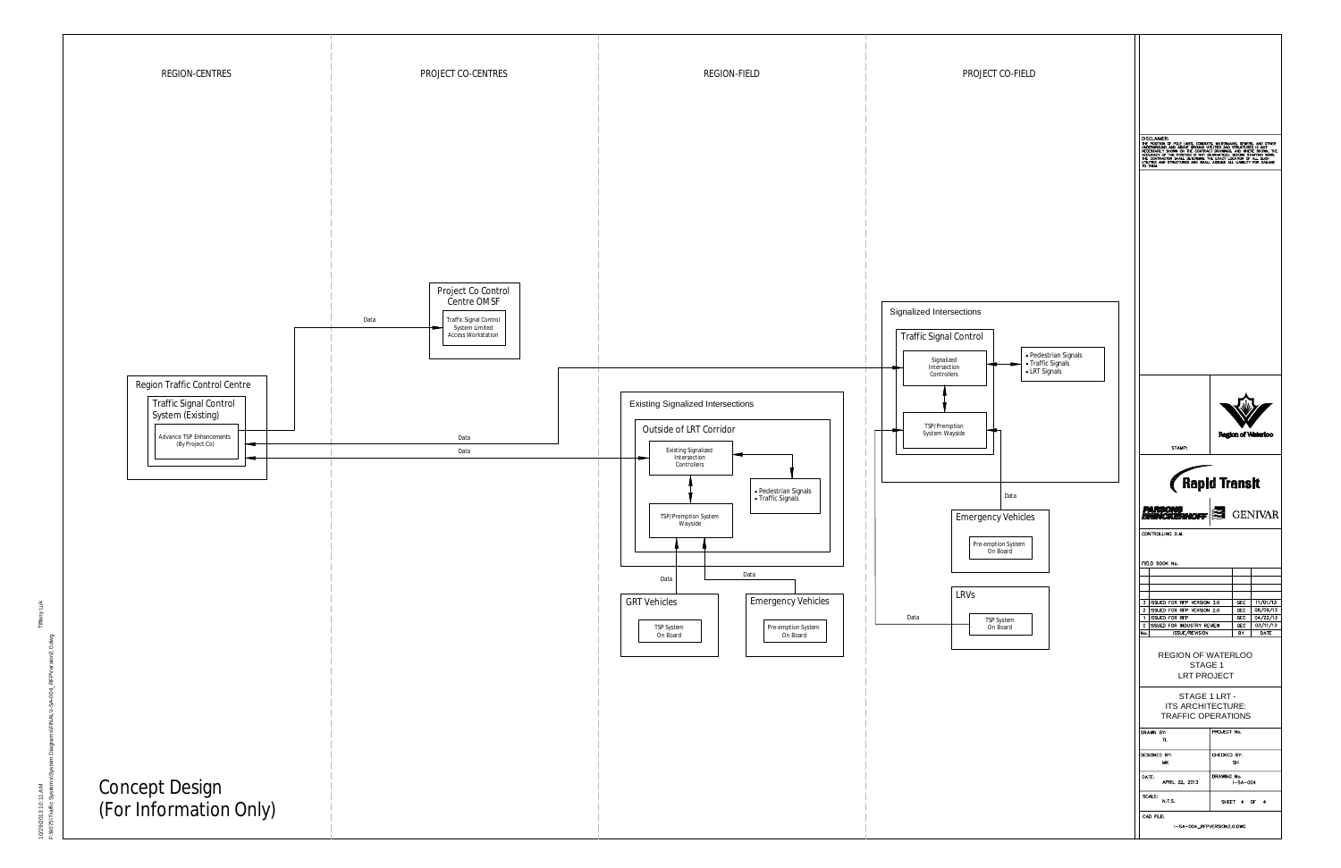REGION-CENTRES

PROJECT CO-CENTRES

REGION-FIELD

PROJECT CO-FIELD

Project Co Control Centre OMSF

Traffic Signal Control System Limited Access Workstation

Data

Region Traffic Control Centre

Traffic Signal Control System (Existing)

Advance TSP Enhancements (By Project Co)

Data

Data

Existing Signalized Intersections

Outside of LRT Corridor

Existing Signalized Intersection Controllers

- Pedestrian Signals
- Traffic Signals

TSP/Premption System Wayside

Data

Data

GRT Vehicles

TSP System On Board

Emergency Vehicles

Pre-emption System On Board

Signalized Intersections

Traffic Signal Control

Signalized Intersection Controllers

- Pedestrian Signals
- Traffic Signals
- LRT Signals

TSP/Premption System Wayside

Data

Emergency Vehicles

Pre-emption System On Board

LRVs

Data

TSP System On Board

Concept Design
(For Information Only)

DISCLAIMER:
THE POSITION OF POLE LINES, CONDUITS, WATERMAINS, SEWERS, AND OTHER UNDERGROUND AND ABOVE GROUND UTILITIES AND STRUCTURES IS NOT NECESSARILY SHOWN ON THE CONTRACT DRAWINGS, AND WHERE SHOWN, THE ACCURACY OF THE POSITION IS NOT GUARANTEED. BEFORE STARTING WORK, THE CONTRACTOR SHALL DETERMINE THE EXACT LOCATION OF ALL SUCH UTILITIES AND STRUCTURES AND SHALL ASSUME ALL LIABILITY FOR DAMAGE TO THEM.

STAMP:

Region of Waterloo

Rapid Transit

PARSONS BRINCKERHOFF | GENIVAR

CONTROLLING D.M.

FIELD BOOK No.

| No. | ISSUE/REVISION | BY | DATE |
|---|---|---|---|
| 3 | ISSUED FOR RFP VERSION 3.0 | GEC | 11/01/13 |
| 2 | ISSUED FOR RFP VERSION 2.0 | GEC | 06/06/13 |
| 1 | ISSUED FOR RFP | GEC | 04/22/13 |
| 0 | ISSUED FOR INDUSTRY REVIEW | GEC | 03/11/13 |

REGION OF WATERLOO
STAGE 1
LRT PROJECT

STAGE 1 LRT -
ITS ARCHITECTURE:
TRAFFIC OPERATIONS

| | |
|---|---|
| DRAWN BY: TL | PROJECT No. |
| DESIGNED BY: NK | CHECKED BY: SH |
| DATE: APRIL 22, 2013 | DRAWING No. I-SA-004 |
| SCALE: N.T.S. | SHEET 4 OF 4 |

CAD FILE: I-SA-004_RFPVERSION2.0.DWG

Tiffany Luk

10/29/2013 10:11 AM
F:\9375\Traffic Systems\System Diagrams\FINAL\I-SA-004_RFPVersion2.0.dwg